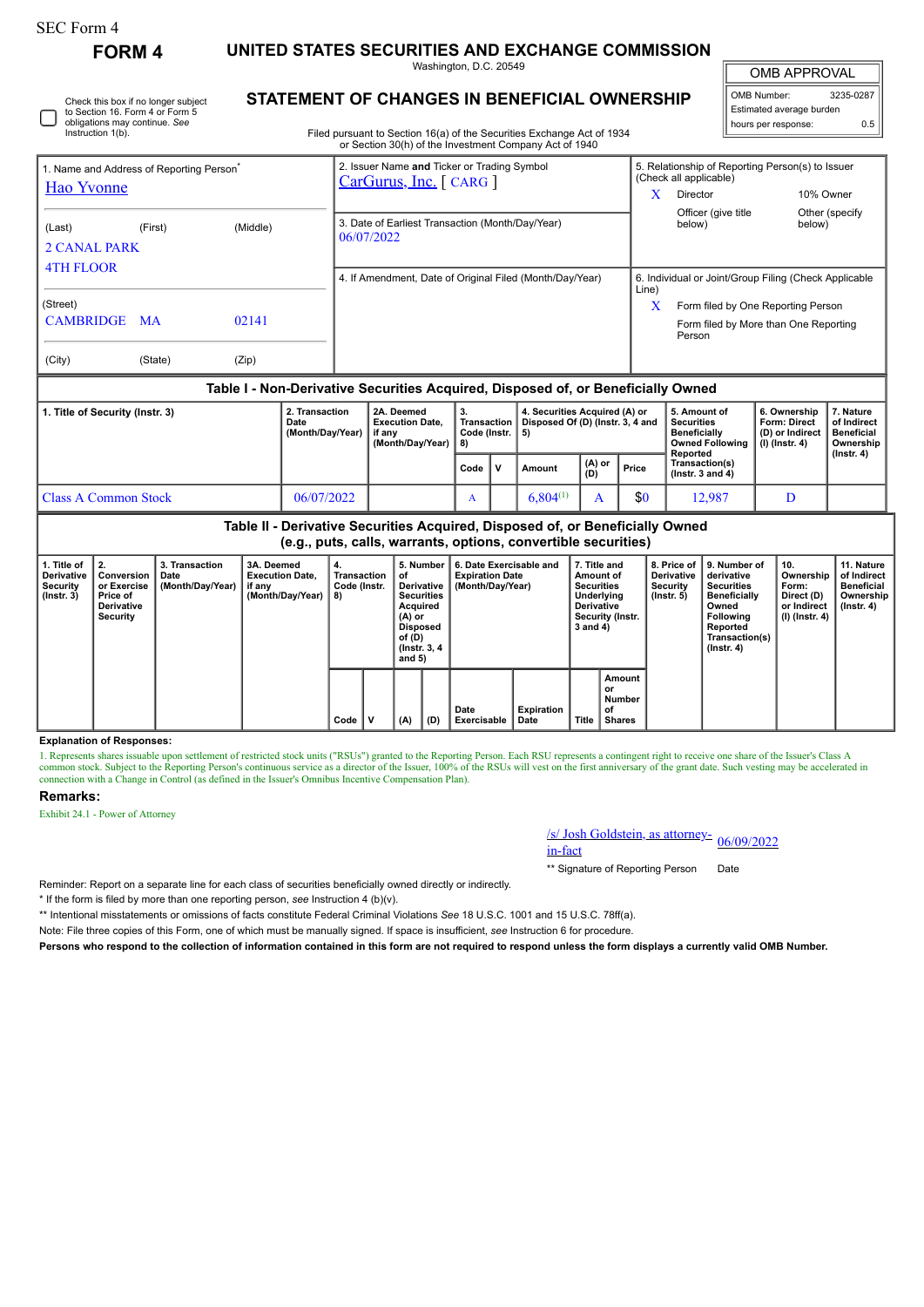SEC Form 4

# FORM 4

## UNITED STATES SECURITIES AND EXCHANGE COMMISSION

Washington, D.C. 20549

## STATEMENT OF CHANGES IN BENEFICIAL OWNERSHIP

Filed pursuant to Section 16(a) of the Securities Exchange Act of 1934 or Section 30(h) of the Investment Company Act of 1940

☐ Check this box if no longer subject to Section 16. Form 4 or Form 5 obligations may continue. *See* Instruction 1(b).

| OMB APPROVAL | |
|---|---|
| OMB Number: | 3235-0287 |
| Estimated average burden | |
| hours per response: | 0.5 |

1. Name and Address of Reporting Person*
Hao Yvonne

(Last) (First) (Middle)
2 CANAL PARK
4TH FLOOR

(Street)
CAMBRIDGE MA 02141

(City) (State) (Zip)

2. Issuer Name **and** Ticker or Trading Symbol
CarGurus, Inc. [ CARG ]

3. Date of Earliest Transaction (Month/Day/Year)
06/07/2022

4. If Amendment, Date of Original Filed (Month/Day/Year)

5. Relationship of Reporting Person(s) to Issuer (Check all applicable)
X Director
10% Owner
Officer (give title below)
Other (specify below)

6. Individual or Joint/Group Filing (Check Applicable Line)
X Form filed by One Reporting Person
Form filed by More than One Reporting Person

### Table I - Non-Derivative Securities Acquired, Disposed of, or Beneficially Owned

| 1. Title of Security (Instr. 3) | 2. Transaction Date (Month/Day/Year) | 2A. Deemed Execution Date, if any (Month/Day/Year) | 3. Transaction Code (Instr. 8) | | 4. Securities Acquired (A) or Disposed Of (D) (Instr. 3, 4 and 5) | | | 5. Amount of Securities Beneficially Owned Following Reported Transaction(s) (Instr. 3 and 4) | 6. Ownership Form: Direct (D) or Indirect (I) (Instr. 4) | 7. Nature of Indirect Beneficial Ownership (Instr. 4) |
|---|---|---|---|---|---|---|---|---|---|---|
| | | | Code | V | Amount | (A) or (D) | Price | | | |
| Class A Common Stock | 06/07/2022 | | A | | 6,804[1] | A | $0 | 12,987 | D | |

### Table II - Derivative Securities Acquired, Disposed of, or Beneficially Owned (e.g., puts, calls, warrants, options, convertible securities)

| 1. Title of Derivative Security (Instr. 3) | 2. Conversion or Exercise Price of Derivative Security | 3. Transaction Date (Month/Day/Year) | 3A. Deemed Execution Date, if any (Month/Day/Year) | 4. Transaction Code (Instr. 8) | | 5. Number of Derivative Securities Acquired (A) or Disposed of (D) (Instr. 3, 4 and 5) | | 6. Date Exercisable and Expiration Date (Month/Day/Year) | | 7. Title and Amount of Securities Underlying Derivative Security (Instr. 3 and 4) | | 8. Price of Derivative Security (Instr. 5) | 9. Number of derivative Securities Beneficially Owned Following Reported Transaction(s) (Instr. 4) | 10. Ownership Form: Direct (D) or Indirect (I) (Instr. 4) | 11. Nature of Indirect Beneficial Ownership (Instr. 4) |
|---|---|---|---|---|---|---|---|---|---|---|---|---|---|---|---|
| | | | | Code | V | (A) | (D) | Date Exercisable | Expiration Date | Title | Amount or Number of Shares | | | | |

**Explanation of Responses:**

1. Represents shares issuable upon settlement of restricted stock units ("RSUs") granted to the Reporting Person. Each RSU represents a contingent right to receive one share of the Issuer's Class A common stock. Subject to the Reporting Person's continuous service as a director of the Issuer, 100% of the RSUs will vest on the first anniversary of the grant date. Such vesting may be accelerated in connection with a Change in Control (as defined in the Issuer's Omnibus Incentive Compensation Plan).

**Remarks:**

Exhibit 24.1 - Power of Attorney

/s/ Josh Goldstein, as attorney-in-fact 06/09/2022

** Signature of Reporting Person Date

Reminder: Report on a separate line for each class of securities beneficially owned directly or indirectly.

* If the form is filed by more than one reporting person, *see* Instruction 4 (b)(v).

** Intentional misstatements or omissions of facts constitute Federal Criminal Violations *See* 18 U.S.C. 1001 and 15 U.S.C. 78ff(a).

Note: File three copies of this Form, one of which must be manually signed. If space is insufficient, *see* Instruction 6 for procedure.

**Persons who respond to the collection of information contained in this form are not required to respond unless the form displays a currently valid OMB Number.**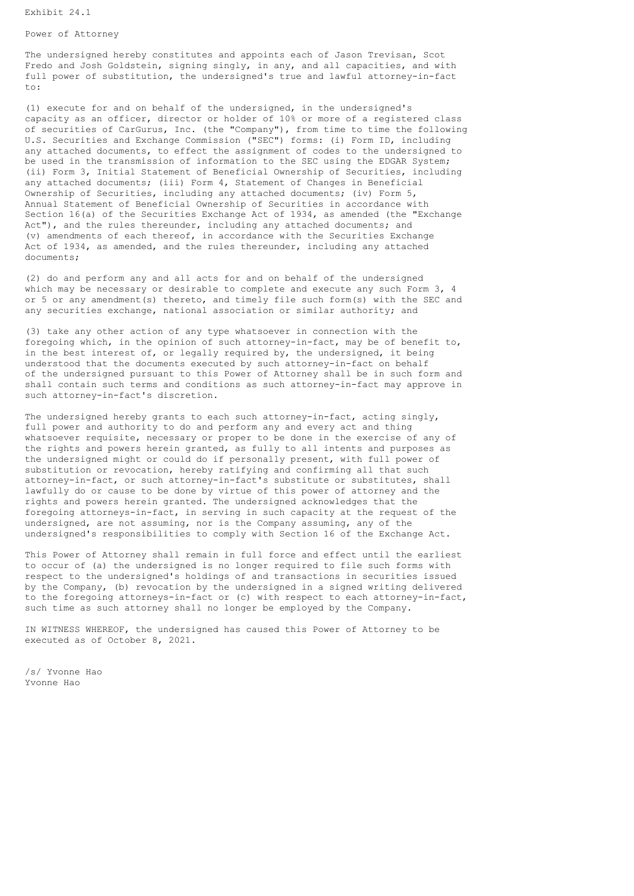Exhibit 24.1

# Power of Attorney

The undersigned hereby constitutes and appoints each of Jason Trevisan, Scot Fredo and Josh Goldstein, signing singly, in any, and all capacities, and with full power of substitution, the undersigned's true and lawful attorney-in-fact to:

(1) execute for and on behalf of the undersigned, in the undersigned's capacity as an officer, director or holder of 10% or more of a registered class of securities of CarGurus, Inc. (the "Company"), from time to time the following U.S. Securities and Exchange Commission ("SEC") forms: (i) Form ID, including any attached documents, to effect the assignment of codes to the undersigned to be used in the transmission of information to the SEC using the EDGAR System; (ii) Form 3, Initial Statement of Beneficial Ownership of Securities, including any attached documents; (iii) Form 4, Statement of Changes in Beneficial Ownership of Securities, including any attached documents; (iv) Form 5, Annual Statement of Beneficial Ownership of Securities in accordance with Section 16(a) of the Securities Exchange Act of 1934, as amended (the "Exchange Act"), and the rules thereunder, including any attached documents; and (v) amendments of each thereof, in accordance with the Securities Exchange Act of 1934, as amended, and the rules thereunder, including any attached documents;

(2) do and perform any and all acts for and on behalf of the undersigned which may be necessary or desirable to complete and execute any such Form 3, 4 or 5 or any amendment(s) thereto, and timely file such form(s) with the SEC and any securities exchange, national association or similar authority; and

(3) take any other action of any type whatsoever in connection with the foregoing which, in the opinion of such attorney-in-fact, may be of benefit to, in the best interest of, or legally required by, the undersigned, it being understood that the documents executed by such attorney-in-fact on behalf of the undersigned pursuant to this Power of Attorney shall be in such form and shall contain such terms and conditions as such attorney-in-fact may approve in such attorney-in-fact's discretion.

The undersigned hereby grants to each such attorney-in-fact, acting singly, full power and authority to do and perform any and every act and thing whatsoever requisite, necessary or proper to be done in the exercise of any of the rights and powers herein granted, as fully to all intents and purposes as the undersigned might or could do if personally present, with full power of substitution or revocation, hereby ratifying and confirming all that such attorney-in-fact, or such attorney-in-fact's substitute or substitutes, shall lawfully do or cause to be done by virtue of this power of attorney and the rights and powers herein granted. The undersigned acknowledges that the foregoing attorneys-in-fact, in serving in such capacity at the request of the undersigned, are not assuming, nor is the Company assuming, any of the undersigned's responsibilities to comply with Section 16 of the Exchange Act.

This Power of Attorney shall remain in full force and effect until the earliest to occur of (a) the undersigned is no longer required to file such forms with respect to the undersigned's holdings of and transactions in securities issued by the Company, (b) revocation by the undersigned in a signed writing delivered to the foregoing attorneys-in-fact or (c) with respect to each attorney-in-fact, such time as such attorney shall no longer be employed by the Company.

IN WITNESS WHEREOF, the undersigned has caused this Power of Attorney to be executed as of October 8, 2021.

/s/ Yvonne Hao
Yvonne Hao